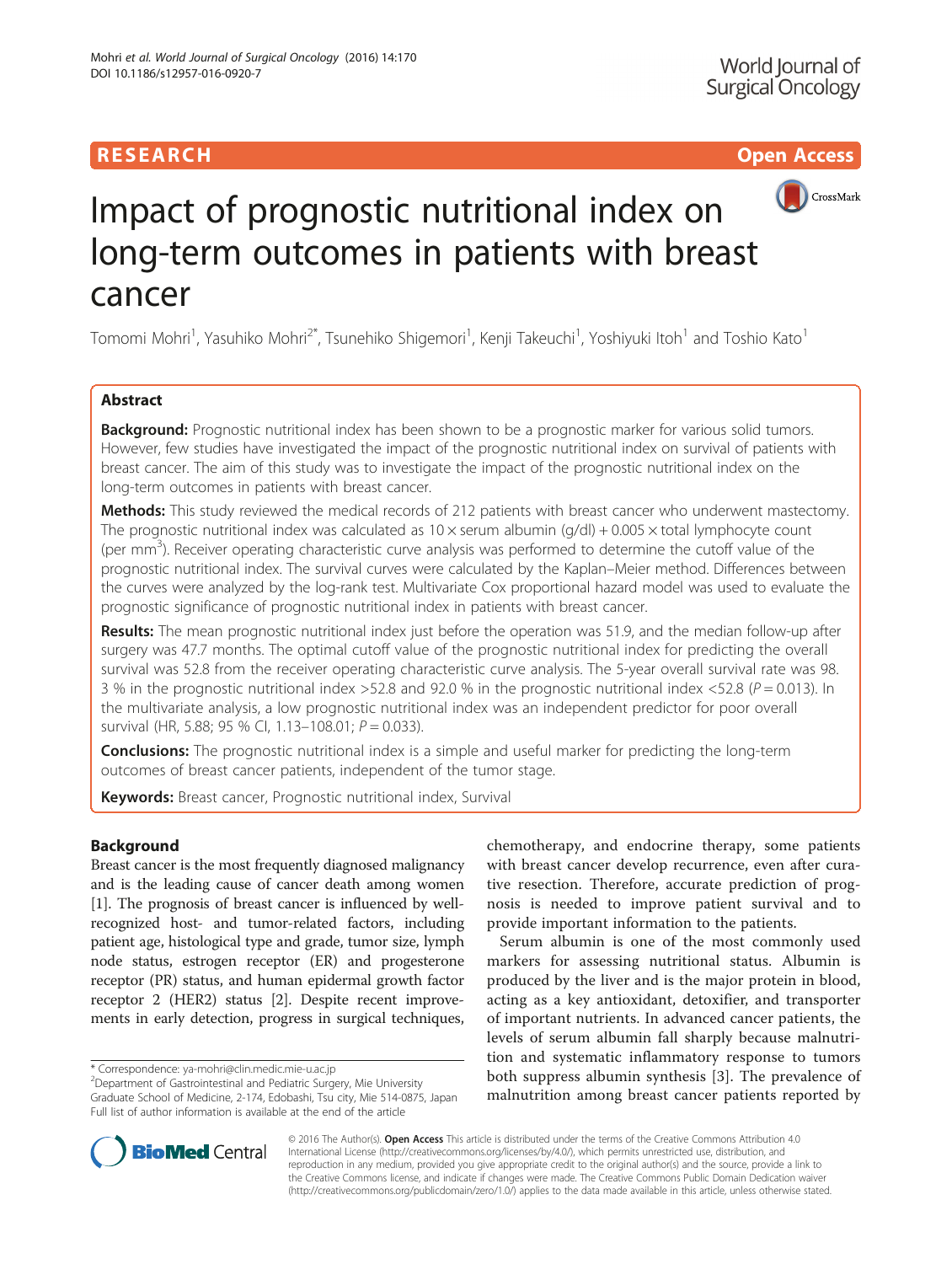RESEARCH Open Access

# Impact of prognostic nutritional index on long-term outcomes in patients with breast cancer

Tomomi Mohri[1], Yasuhiko Mohri[2*], Tsunehiko Shigemori[1], Kenji Takeuchi[1], Yoshiyuki Itoh[1] and Toshio Kato[1]

## Abstract

**Background:** Prognostic nutritional index has been shown to be a prognostic marker for various solid tumors. However, few studies have investigated the impact of the prognostic nutritional index on survival of patients with breast cancer. The aim of this study was to investigate the impact of the prognostic nutritional index on the long-term outcomes in patients with breast cancer.

**Methods:** This study reviewed the medical records of 212 patients with breast cancer who underwent mastectomy. The prognostic nutritional index was calculated as $10 \times$ serum albumin (g/dl) + $0.005 \times$ total lymphocyte count (per $mm^3$). Receiver operating characteristic curve analysis was performed to determine the cutoff value of the prognostic nutritional index. The survival curves were calculated by the Kaplan–Meier method. Differences between the curves were analyzed by the log-rank test. Multivariate Cox proportional hazard model was used to evaluate the prognostic significance of prognostic nutritional index in patients with breast cancer.

**Results:** The mean prognostic nutritional index just before the operation was 51.9, and the median follow-up after surgery was 47.7 months. The optimal cutoff value of the prognostic nutritional index for predicting the overall survival was 52.8 from the receiver operating characteristic curve analysis. The 5-year overall survival rate was 98.3 % in the prognostic nutritional index >52.8 and 92.0 % in the prognostic nutritional index <52.8 ($P = 0.013$). In the multivariate analysis, a low prognostic nutritional index was an independent predictor for poor overall survival (HR, 5.88; 95 % CI, 1.13–108.01; $P = 0.033$).

**Conclusions:** The prognostic nutritional index is a simple and useful marker for predicting the long-term outcomes of breast cancer patients, independent of the tumor stage.

**Keywords:** Breast cancer, Prognostic nutritional index, Survival

## Background

Breast cancer is the most frequently diagnosed malignancy and is the leading cause of cancer death among women [1]. The prognosis of breast cancer is influenced by well-recognized host- and tumor-related factors, including patient age, histological type and grade, tumor size, lymph node status, estrogen receptor (ER) and progesterone receptor (PR) status, and human epidermal growth factor receptor 2 (HER2) status [2]. Despite recent improvements in early detection, progress in surgical techniques, chemotherapy, and endocrine therapy, some patients with breast cancer develop recurrence, even after curative resection. Therefore, accurate prediction of prognosis is needed to improve patient survival and to provide important information to the patients.

Serum albumin is one of the most commonly used markers for assessing nutritional status. Albumin is produced by the liver and is the major protein in blood, acting as a key antioxidant, detoxifier, and transporter of important nutrients. In advanced cancer patients, the levels of serum albumin fall sharply because malnutrition and systematic inflammatory response to tumors both suppress albumin synthesis [3]. The prevalence of malnutrition among breast cancer patients reported by

* Correspondence: ya-mohri@clin.medic.mie-u.ac.jp
[2]Department of Gastrointestinal and Pediatric Surgery, Mie University Graduate School of Medicine, 2-174, Edobashi, Tsu city, Mie 514-0875, Japan
Full list of author information is available at the end of the article

© 2016 The Author(s). **Open Access** This article is distributed under the terms of the Creative Commons Attribution 4.0 International License (http://creativecommons.org/licenses/by/4.0/), which permits unrestricted use, distribution, and reproduction in any medium, provided you give appropriate credit to the original author(s) and the source, provide a link to the Creative Commons license, and indicate if changes were made. The Creative Commons Public Domain Dedication waiver (http://creativecommons.org/publicdomain/zero/1.0/) applies to the data made available in this article, unless otherwise stated.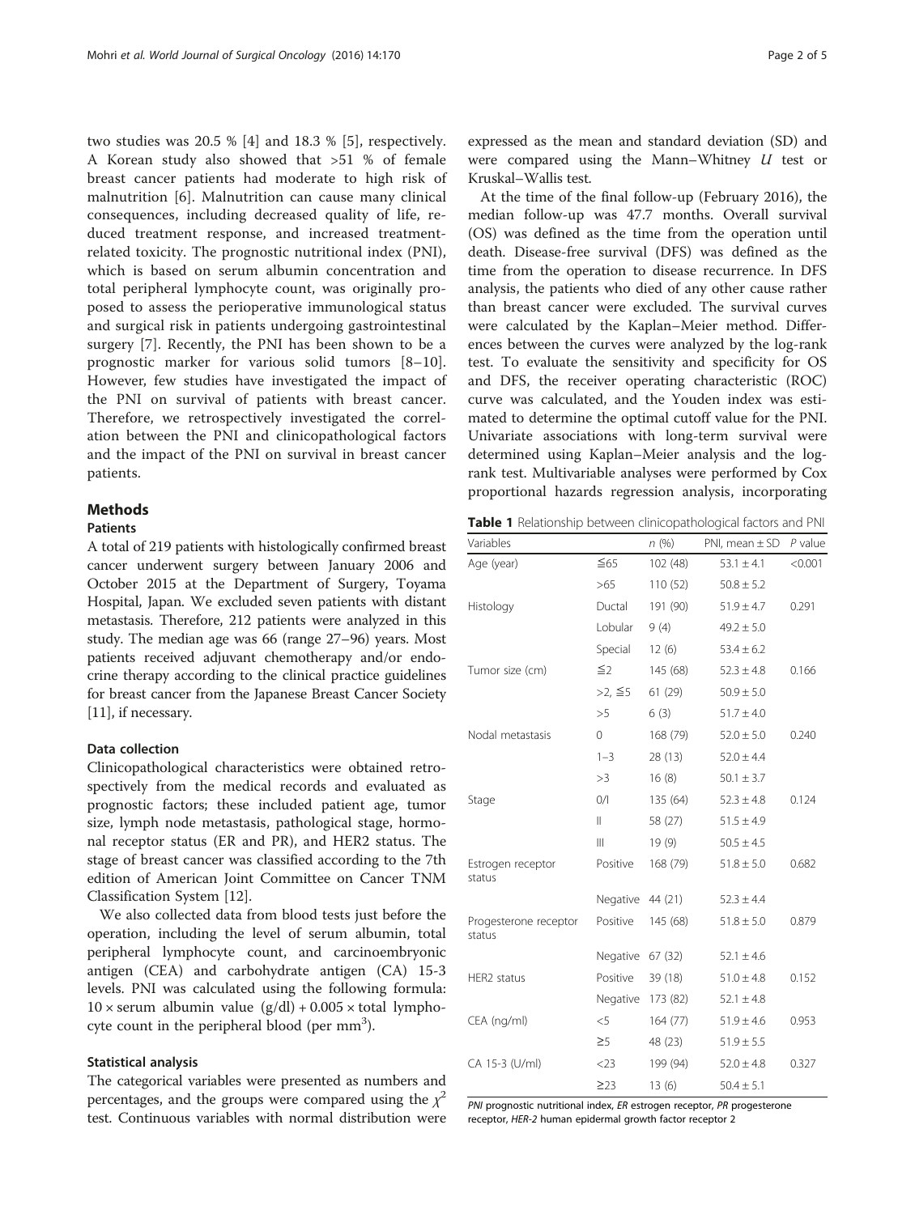two studies was 20.5 % [4] and 18.3 % [5], respectively. A Korean study also showed that >51 % of female breast cancer patients had moderate to high risk of malnutrition [6]. Malnutrition can cause many clinical consequences, including decreased quality of life, reduced treatment response, and increased treatment-related toxicity. The prognostic nutritional index (PNI), which is based on serum albumin concentration and total peripheral lymphocyte count, was originally proposed to assess the perioperative immunological status and surgical risk in patients undergoing gastrointestinal surgery [7]. Recently, the PNI has been shown to be a prognostic marker for various solid tumors [8–10]. However, few studies have investigated the impact of the PNI on survival of patients with breast cancer. Therefore, we retrospectively investigated the correlation between the PNI and clinicopathological factors and the impact of the PNI on survival in breast cancer patients.

## Methods

### Patients

A total of 219 patients with histologically confirmed breast cancer underwent surgery between January 2006 and October 2015 at the Department of Surgery, Toyama Hospital, Japan. We excluded seven patients with distant metastasis. Therefore, 212 patients were analyzed in this study. The median age was 66 (range 27–96) years. Most patients received adjuvant chemotherapy and/or endocrine therapy according to the clinical practice guidelines for breast cancer from the Japanese Breast Cancer Society [11], if necessary.

### Data collection

Clinicopathological characteristics were obtained retrospectively from the medical records and evaluated as prognostic factors; these included patient age, tumor size, lymph node metastasis, pathological stage, hormonal receptor status (ER and PR), and HER2 status. The stage of breast cancer was classified according to the 7th edition of American Joint Committee on Cancer TNM Classification System [12].

We also collected data from blood tests just before the operation, including the level of serum albumin, total peripheral lymphocyte count, and carcinoembryonic antigen (CEA) and carbohydrate antigen (CA) 15-3 levels. PNI was calculated using the following formula: $10 \times$ serum albumin value (g/dl) + $0.005 \times$ total lymphocyte count in the peripheral blood (per mm$^3$).

### Statistical analysis

The categorical variables were presented as numbers and percentages, and the groups were compared using the $\chi^2$ test. Continuous variables with normal distribution were expressed as the mean and standard deviation (SD) and were compared using the Mann–Whitney *U* test or Kruskal–Wallis test.

At the time of the final follow-up (February 2016), the median follow-up was 47.7 months. Overall survival (OS) was defined as the time from the operation until death. Disease-free survival (DFS) was defined as the time from the operation to disease recurrence. In DFS analysis, the patients who died of any other cause rather than breast cancer were excluded. The survival curves were calculated by the Kaplan–Meier method. Differences between the curves were analyzed by the log-rank test. To evaluate the sensitivity and specificity for OS and DFS, the receiver operating characteristic (ROC) curve was calculated, and the Youden index was estimated to determine the optimal cutoff value for the PNI. Univariate associations with long-term survival were determined using Kaplan–Meier analysis and the log-rank test. Multivariable analyses were performed by Cox proportional hazards regression analysis, incorporating

**Table 1** Relationship between clinicopathological factors and PNI

| Variables | | n (%) | PNI, mean ± SD | P value |
|---|---|---|---|---|
| Age (year) | ≦65 | 102 (48) | 53.1 ± 4.1 | <0.001 |
| | >65 | 110 (52) | 50.8 ± 5.2 | |
| Histology | Ductal | 191 (90) | 51.9 ± 4.7 | 0.291 |
| | Lobular | 9 (4) | 49.2 ± 5.0 | |
| | Special | 12 (6) | 53.4 ± 6.2 | |
| Tumor size (cm) | ≦2 | 145 (68) | 52.3 ± 4.8 | 0.166 |
| | >2, ≦5 | 61 (29) | 50.9 ± 5.0 | |
| | >5 | 6 (3) | 51.7 ± 4.0 | |
| Nodal metastasis | 0 | 168 (79) | 52.0 ± 5.0 | 0.240 |
| | 1–3 | 28 (13) | 52.0 ± 4.4 | |
| | >3 | 16 (8) | 50.1 ± 3.7 | |
| Stage | 0/I | 135 (64) | 52.3 ± 4.8 | 0.124 |
| | II | 58 (27) | 51.5 ± 4.9 | |
| | III | 19 (9) | 50.5 ± 4.5 | |
| Estrogen receptor status | Positive | 168 (79) | 51.8 ± 5.0 | 0.682 |
| | Negative | 44 (21) | 52.3 ± 4.4 | |
| Progesterone receptor status | Positive | 145 (68) | 51.8 ± 5.0 | 0.879 |
| | Negative | 67 (32) | 52.1 ± 4.6 | |
| HER2 status | Positive | 39 (18) | 51.0 ± 4.8 | 0.152 |
| | Negative | 173 (82) | 52.1 ± 4.8 | |
| CEA (ng/ml) | <5 | 164 (77) | 51.9 ± 4.6 | 0.953 |
| | ≥5 | 48 (23) | 51.9 ± 5.5 | |
| CA 15-3 (U/ml) | <23 | 199 (94) | 52.0 ± 4.8 | 0.327 |
| | ≥23 | 13 (6) | 50.4 ± 5.1 | |

*PNI* prognostic nutritional index, *ER* estrogen receptor, *PR* progesterone receptor, *HER-2* human epidermal growth factor receptor 2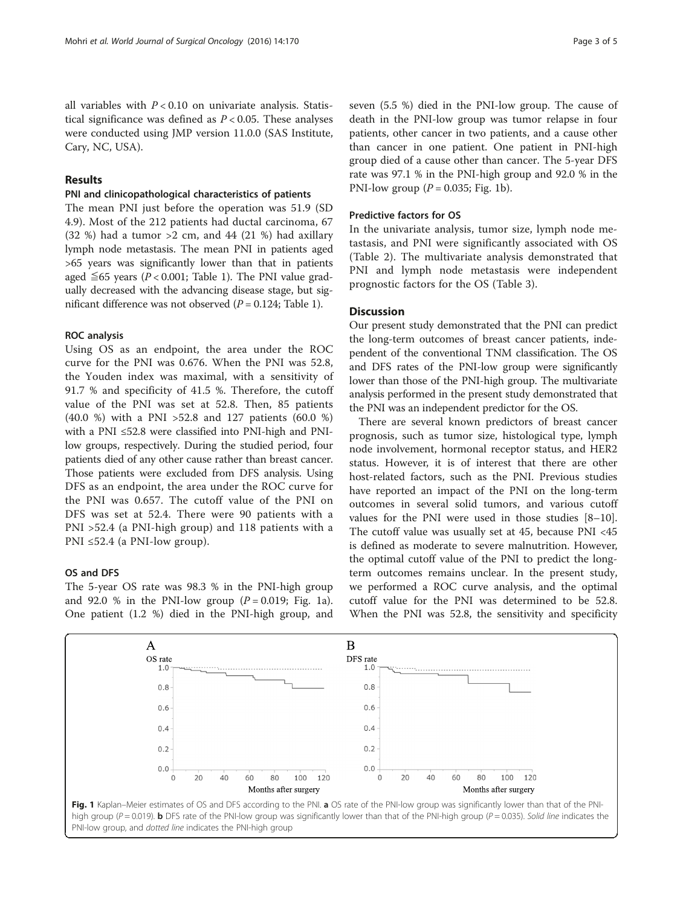all variables with $P < 0.10$ on univariate analysis. Statistical significance was defined as $P < 0.05$. These analyses were conducted using JMP version 11.0.0 (SAS Institute, Cary, NC, USA).

## Results

### PNI and clinicopathological characteristics of patients

The mean PNI just before the operation was 51.9 (SD 4.9). Most of the 212 patients had ductal carcinoma, 67 (32 %) had a tumor >2 cm, and 44 (21 %) had axillary lymph node metastasis. The mean PNI in patients aged >65 years was significantly lower than that in patients aged ≦65 years ($P < 0.001$; Table 1). The PNI value gradually decreased with the advancing disease stage, but significant difference was not observed ($P = 0.124$; Table 1).

### ROC analysis

Using OS as an endpoint, the area under the ROC curve for the PNI was 0.676. When the PNI was 52.8, the Youden index was maximal, with a sensitivity of 91.7 % and specificity of 41.5 %. Therefore, the cutoff value of the PNI was set at 52.8. Then, 85 patients (40.0 %) with a PNI >52.8 and 127 patients (60.0 %) with a PNI ≤52.8 were classified into PNI-high and PNI-low groups, respectively. During the studied period, four patients died of any other cause rather than breast cancer. Those patients were excluded from DFS analysis. Using DFS as an endpoint, the area under the ROC curve for the PNI was 0.657. The cutoff value of the PNI on DFS was set at 52.4. There were 90 patients with a PNI >52.4 (a PNI-high group) and 118 patients with a PNI ≤52.4 (a PNI-low group).

### OS and DFS

The 5-year OS rate was 98.3 % in the PNI-high group and 92.0 % in the PNI-low group ($P = 0.019$; Fig. 1a). One patient (1.2 %) died in the PNI-high group, and seven (5.5 %) died in the PNI-low group. The cause of death in the PNI-low group was tumor relapse in four patients, other cancer in two patients, and a cause other than cancer in one patient. One patient in PNI-high group died of a cause other than cancer. The 5-year DFS rate was 97.1 % in the PNI-high group and 92.0 % in the PNI-low group ($P = 0.035$; Fig. 1b).

### Predictive factors for OS

In the univariate analysis, tumor size, lymph node metastasis, and PNI were significantly associated with OS (Table 2). The multivariate analysis demonstrated that PNI and lymph node metastasis were independent prognostic factors for the OS (Table 3).

## Discussion

Our present study demonstrated that the PNI can predict the long-term outcomes of breast cancer patients, independent of the conventional TNM classification. The OS and DFS rates of the PNI-low group were significantly lower than those of the PNI-high group. The multivariate analysis performed in the present study demonstrated that the PNI was an independent predictor for the OS.

There are several known predictors of breast cancer prognosis, such as tumor size, histological type, lymph node involvement, hormonal receptor status, and HER2 status. However, it is of interest that there are other host-related factors, such as the PNI. Previous studies have reported an impact of the PNI on the long-term outcomes in several solid tumors, and various cutoff values for the PNI were used in those studies [8–10]. The cutoff value was usually set at 45, because PNI <45 is defined as moderate to severe malnutrition. However, the optimal cutoff value of the PNI to predict the long-term outcomes remains unclear. In the present study, we performed a ROC curve analysis, and the optimal cutoff value for the PNI was determined to be 52.8. When the PNI was 52.8, the sensitivity and specificity

**Fig. 1** Kaplan–Meier estimates of OS and DFS according to the PNI. **a** OS rate of the PNI-low group was significantly lower than that of the PNI-high group ($P = 0.019$). **b** DFS rate of the PNI-low group was significantly lower than that of the PNI-high group ($P = 0.035$). *Solid line* indicates the PNI-low group, and *dotted line* indicates the PNI-high group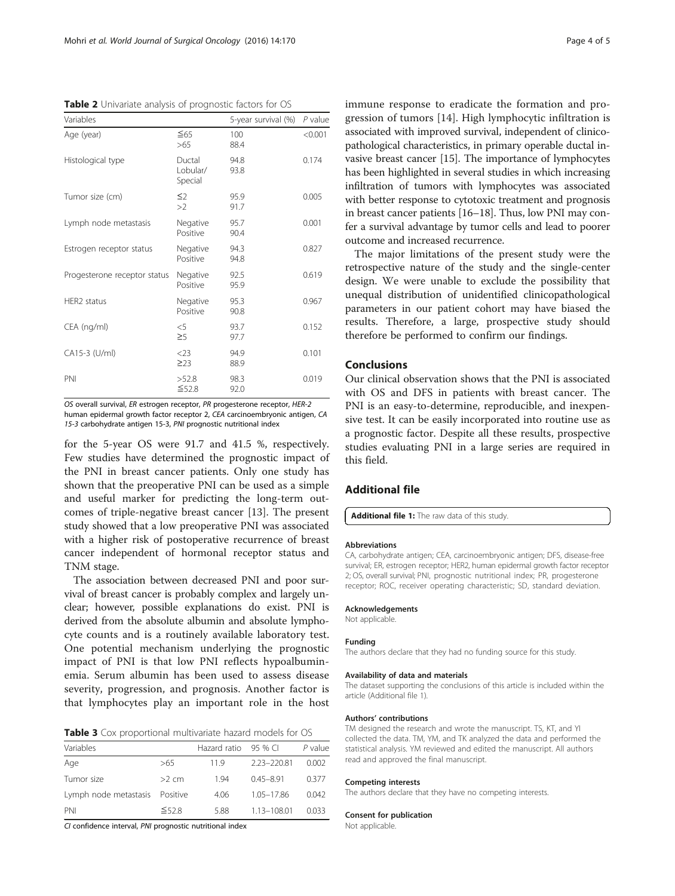**Table 2** Univariate analysis of prognostic factors for OS

| Variables | | 5-year survival (%) | *P* value |
|---|---|---|---|
| Age (year) | ≦65 | 100 | <0.001 |
| | >65 | 88.4 | |
| Histological type | Ductal | 94.8 | 0.174 |
| | Lobular/Special | 93.8 | |
| Tumor size (cm) | ≤2 | 95.9 | 0.005 |
| | >2 | 91.7 | |
| Lymph node metastasis | Negative | 95.7 | 0.001 |
| | Positive | 90.4 | |
| Estrogen receptor status | Negative | 94.3 | 0.827 |
| | Positive | 94.8 | |
| Progesterone receptor status | Negative | 92.5 | 0.619 |
| | Positive | 95.9 | |
| HER2 status | Negative | 95.3 | 0.967 |
| | Positive | 90.8 | |
| CEA (ng/ml) | <5 | 93.7 | 0.152 |
| | ≥5 | 97.7 | |
| CA15-3 (U/ml) | <23 | 94.9 | 0.101 |
| | ≥23 | 88.9 | |
| PNI | >52.8 | 98.3 | 0.019 |
| | ≦52.8 | 92.0 | |

*OS* overall survival, *ER* estrogen receptor, *PR* progesterone receptor, *HER-2* human epidermal growth factor receptor 2, *CEA* carcinoembryonic antigen, *CA 15-3* carbohydrate antigen 15-3, *PNI* prognostic nutritional index

for the 5-year OS were 91.7 and 41.5 %, respectively. Few studies have determined the prognostic impact of the PNI in breast cancer patients. Only one study has shown that the preoperative PNI can be used as a simple and useful marker for predicting the long-term outcomes of triple-negative breast cancer [13]. The present study showed that a low preoperative PNI was associated with a higher risk of postoperative recurrence of breast cancer independent of hormonal receptor status and TNM stage.

The association between decreased PNI and poor survival of breast cancer is probably complex and largely unclear; however, possible explanations do exist. PNI is derived from the absolute albumin and absolute lymphocyte counts and is a routinely available laboratory test. One potential mechanism underlying the prognostic impact of PNI is that low PNI reflects hypoalbuminemia. Serum albumin has been used to assess disease severity, progression, and prognosis. Another factor is that lymphocytes play an important role in the host immune response to eradicate the formation and progression of tumors [14]. High lymphocytic infiltration is associated with improved survival, independent of clinicopathological characteristics, in primary operable ductal invasive breast cancer [15]. The importance of lymphocytes has been highlighted in several studies in which increasing infiltration of tumors with lymphocytes was associated with better response to cytotoxic treatment and prognosis in breast cancer patients [16–18]. Thus, low PNI may confer a survival advantage by tumor cells and lead to poorer outcome and increased recurrence.

**Table 3** Cox proportional multivariate hazard models for OS

| Variables | | Hazard ratio | 95 % CI | *P* value |
|---|---|---|---|---|
| Age | >65 | 11.9 | 2.23–220.81 | 0.002 |
| Tumor size | >2 cm | 1.94 | 0.45–8.91 | 0.377 |
| Lymph node metastasis | Positive | 4.06 | 1.05–17.86 | 0.042 |
| PNI | ≦52.8 | 5.88 | 1.13–108.01 | 0.033 |

*CI* confidence interval, *PNI* prognostic nutritional index

The major limitations of the present study were the retrospective nature of the study and the single-center design. We were unable to exclude the possibility that unequal distribution of unidentified clinicopathological parameters in our patient cohort may have biased the results. Therefore, a large, prospective study should therefore be performed to confirm our findings.

## Conclusions

Our clinical observation shows that the PNI is associated with OS and DFS in patients with breast cancer. The PNI is an easy-to-determine, reproducible, and inexpensive test. It can be easily incorporated into routine use as a prognostic factor. Despite all these results, prospective studies evaluating PNI in a large series are required in this field.

## Additional file

**Additional file 1:** The raw data of this study.

#### Abbreviations

CA, carbohydrate antigen; CEA, carcinoembryonic antigen; DFS, disease-free survival; ER, estrogen receptor; HER2, human epidermal growth factor receptor 2; OS, overall survival; PNI, prognostic nutritional index; PR, progesterone receptor; ROC, receiver operating characteristic; SD, standard deviation.

#### Acknowledgements

Not applicable.

#### Funding

The authors declare that they had no funding source for this study.

#### Availability of data and materials

The dataset supporting the conclusions of this article is included within the article (Additional file 1).

#### Authors' contributions

TM designed the research and wrote the manuscript. TS, KT, and YI collected the data. TM, YM, and TK analyzed the data and performed the statistical analysis. YM reviewed and edited the manuscript. All authors read and approved the final manuscript.

#### Competing interests

The authors declare that they have no competing interests.

#### Consent for publication

Not applicable.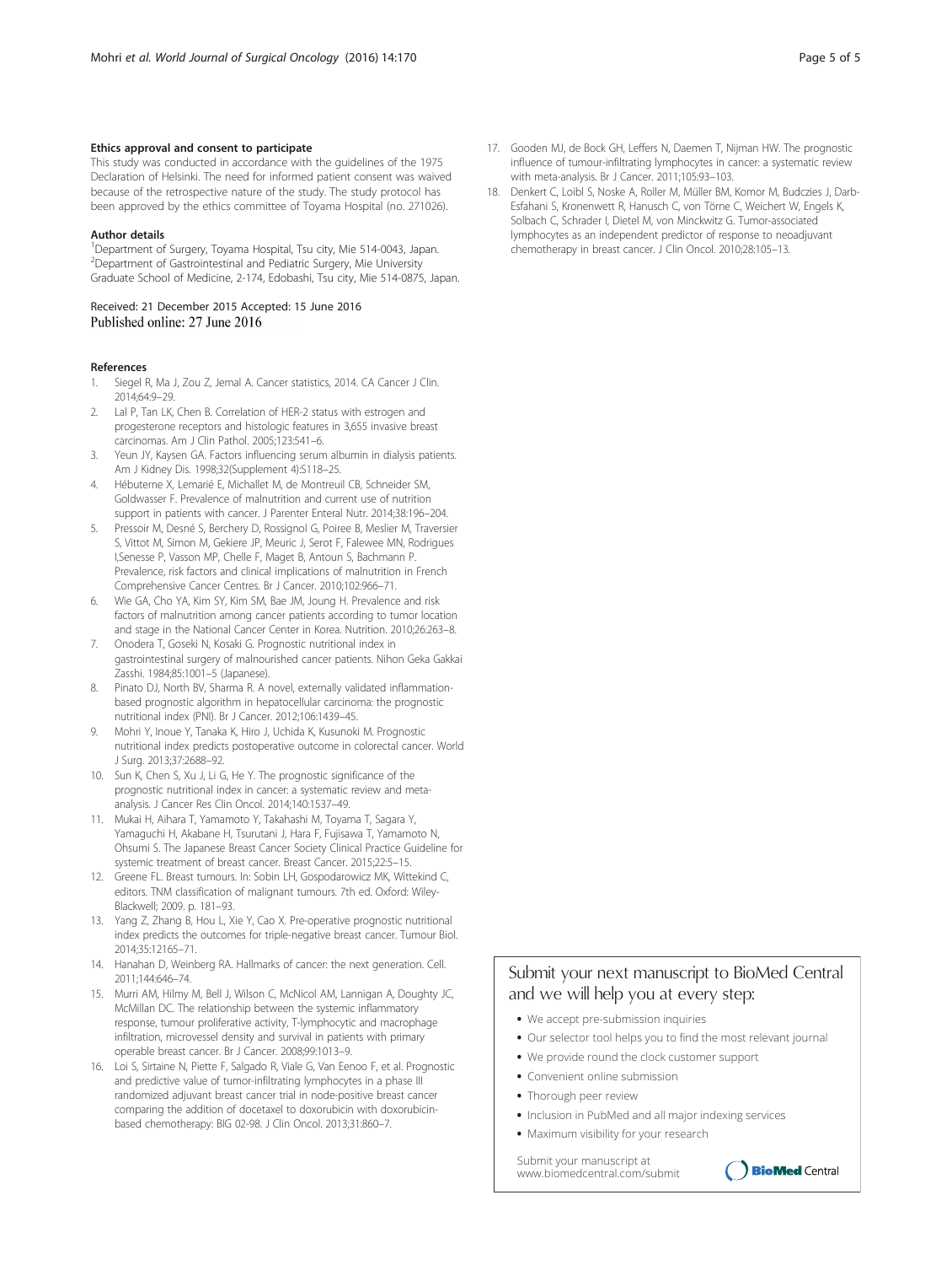#### Ethics approval and consent to participate

This study was conducted in accordance with the guidelines of the 1975 Declaration of Helsinki. The need for informed patient consent was waived because of the retrospective nature of the study. The study protocol has been approved by the ethics committee of Toyama Hospital (no. 271026).

#### Author details

[1]Department of Surgery, Toyama Hospital, Tsu city, Mie 514-0043, Japan. [2]Department of Gastrointestinal and Pediatric Surgery, Mie University Graduate School of Medicine, 2-174, Edobashi, Tsu city, Mie 514-0875, Japan.

Received: 21 December 2015 Accepted: 15 June 2016
Published online: 27 June 2016

#### References

1. Siegel R, Ma J, Zou Z, Jemal A. Cancer statistics, 2014. CA Cancer J Clin. 2014;64:9–29.
2. Lal P, Tan LK, Chen B. Correlation of HER-2 status with estrogen and progesterone receptors and histologic features in 3,655 invasive breast carcinomas. Am J Clin Pathol. 2005;123:541–6.
3. Yeun JY, Kaysen GA. Factors influencing serum albumin in dialysis patients. Am J Kidney Dis. 1998;32(Supplement 4):S118–25.
4. Hébuterne X, Lemarié E, Michallet M, de Montreuil CB, Schneider SM, Goldwasser F. Prevalence of malnutrition and current use of nutrition support in patients with cancer. J Parenter Enteral Nutr. 2014;38:196–204.
5. Pressoir M, Desné S, Berchery D, Rossignol G, Poiree B, Meslier M, Traversier S, Vittot M, Simon M, Gekiere JP, Meuric J, Serot F, Falewee MN, Rodrigues I,Senesse P, Vasson MP, Chelle F, Maget B, Antoun S, Bachmann P. Prevalence, risk factors and clinical implications of malnutrition in French Comprehensive Cancer Centres. Br J Cancer. 2010;102:966–71.
6. Wie GA, Cho YA, Kim SY, Kim SM, Bae JM, Joung H. Prevalence and risk factors of malnutrition among cancer patients according to tumor location and stage in the National Cancer Center in Korea. Nutrition. 2010;26:263–8.
7. Onodera T, Goseki N, Kosaki G. Prognostic nutritional index in gastrointestinal surgery of malnourished cancer patients. Nihon Geka Gakkai Zasshi. 1984;85:1001–5 (Japanese).
8. Pinato DJ, North BV, Sharma R. A novel, externally validated inflammation-based prognostic algorithm in hepatocellular carcinoma: the prognostic nutritional index (PNI). Br J Cancer. 2012;106:1439–45.
9. Mohri Y, Inoue Y, Tanaka K, Hiro J, Uchida K, Kusunoki M. Prognostic nutritional index predicts postoperative outcome in colorectal cancer. World J Surg. 2013;37:2688–92.
10. Sun K, Chen S, Xu J, Li G, He Y. The prognostic significance of the prognostic nutritional index in cancer: a systematic review and meta-analysis. J Cancer Res Clin Oncol. 2014;140:1537–49.
11. Mukai H, Aihara T, Yamamoto Y, Takahashi M, Toyama T, Sagara Y, Yamaguchi H, Akabane H, Tsurutani J, Hara F, Fujisawa T, Yamamoto N, Ohsumi S. The Japanese Breast Cancer Society Clinical Practice Guideline for systemic treatment of breast cancer. Breast Cancer. 2015;22:5–15.
12. Greene FL. Breast tumours. In: Sobin LH, Gospodarowicz MK, Wittekind C, editors. TNM classification of malignant tumours. 7th ed. Oxford: Wiley-Blackwell; 2009. p. 181–93.
13. Yang Z, Zhang B, Hou L, Xie Y, Cao X. Pre-operative prognostic nutritional index predicts the outcomes for triple-negative breast cancer. Tumour Biol. 2014;35:12165–71.
14. Hanahan D, Weinberg RA. Hallmarks of cancer: the next generation. Cell. 2011;144:646–74.
15. Murri AM, Hilmy M, Bell J, Wilson C, McNicol AM, Lannigan A, Doughty JC, McMillan DC. The relationship between the systemic inflammatory response, tumour proliferative activity, T-lymphocytic and macrophage infiltration, microvessel density and survival in patients with primary operable breast cancer. Br J Cancer. 2008;99:1013–9.
16. Loi S, Sirtaine N, Piette F, Salgado R, Viale G, Van Eenoo F, et al. Prognostic and predictive value of tumor-infiltrating lymphocytes in a phase III randomized adjuvant breast cancer trial in node-positive breast cancer comparing the addition of docetaxel to doxorubicin with doxorubicin-based chemotherapy: BIG 02-98. J Clin Oncol. 2013;31:860–7.
17. Gooden MJ, de Bock GH, Leffers N, Daemen T, Nijman HW. The prognostic influence of tumour-infiltrating lymphocytes in cancer: a systematic review with meta-analysis. Br J Cancer. 2011;105:93–103.
18. Denkert C, Loibl S, Noske A, Roller M, Müller BM, Komor M, Budczies J, Darb-Esfahani S, Kronenwett R, Hanusch C, von Törne C, Weichert W, Engels K, Solbach C, Schrader I, Dietel M, von Minckwitz G. Tumor-associated lymphocytes as an independent predictor of response to neoadjuvant chemotherapy in breast cancer. J Clin Oncol. 2010;28:105–13.

Submit your next manuscript to BioMed Central and we will help you at every step:

- We accept pre-submission inquiries
- Our selector tool helps you to find the most relevant journal
- We provide round the clock customer support
- Convenient online submission
- Thorough peer review
- Inclusion in PubMed and all major indexing services
- Maximum visibility for your research

Submit your manuscript at www.biomedcentral.com/submit

BioMed Central